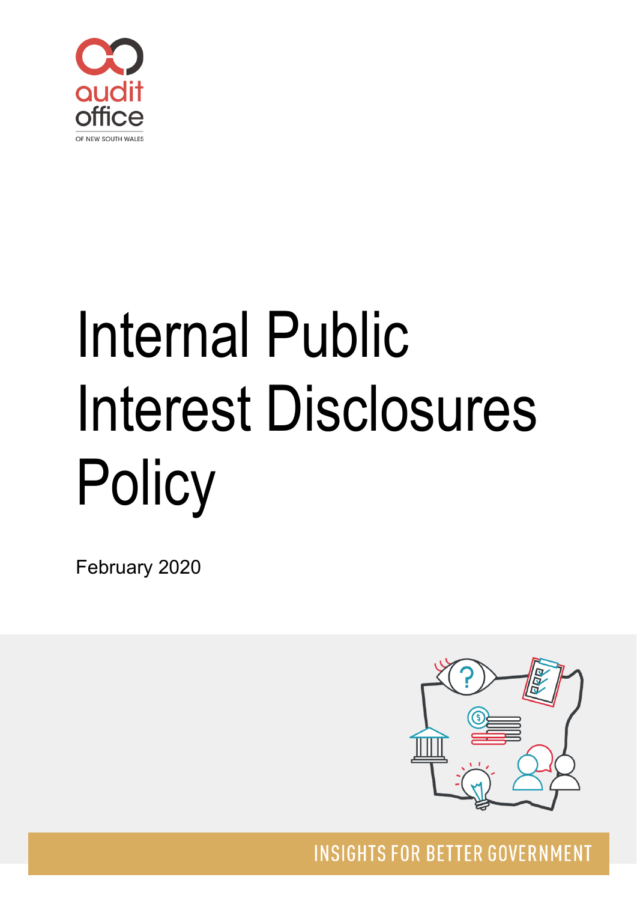audit office

OF NEW SOUTH WALES

# Internal Public Interest Disclosures Policy

February 2020

INSIGHTS FOR BETTER GOVERNMENT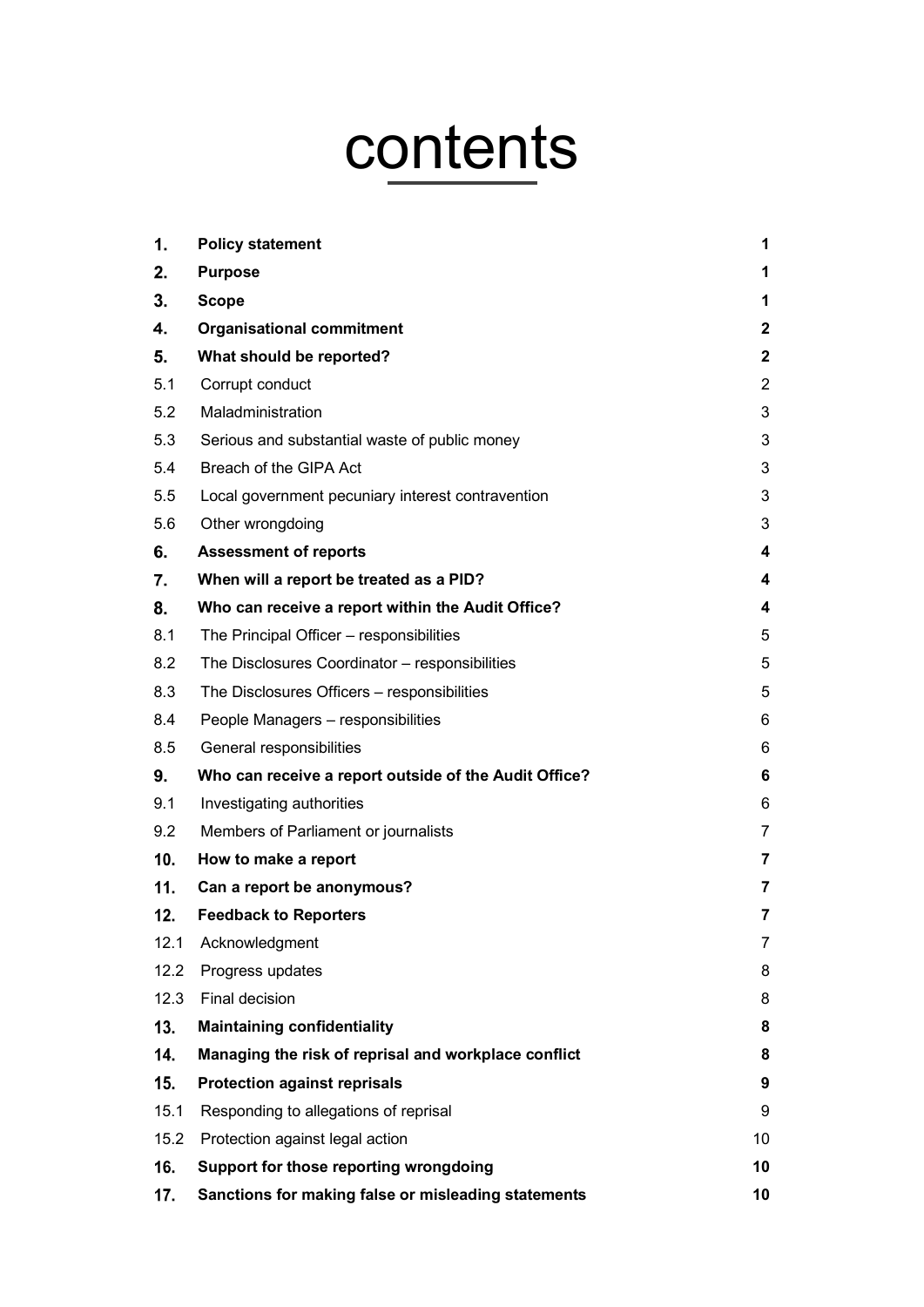# contents

| | | |
|---|---|---|
| **1.** | **Policy statement** | **1** |
| **2.** | **Purpose** | **1** |
| **3.** | **Scope** | **1** |
| **4.** | **Organisational commitment** | **2** |
| **5.** | **What should be reported?** | **2** |
| 5.1 | Corrupt conduct | 2 |
| 5.2 | Maladministration | 3 |
| 5.3 | Serious and substantial waste of public money | 3 |
| 5.4 | Breach of the GIPA Act | 3 |
| 5.5 | Local government pecuniary interest contravention | 3 |
| 5.6 | Other wrongdoing | 3 |
| **6.** | **Assessment of reports** | **4** |
| **7.** | **When will a report be treated as a PID?** | **4** |
| **8.** | **Who can receive a report within the Audit Office?** | **4** |
| 8.1 | The Principal Officer – responsibilities | 5 |
| 8.2 | The Disclosures Coordinator – responsibilities | 5 |
| 8.3 | The Disclosures Officers – responsibilities | 5 |
| 8.4 | People Managers – responsibilities | 6 |
| 8.5 | General responsibilities | 6 |
| **9.** | **Who can receive a report outside of the Audit Office?** | **6** |
| 9.1 | Investigating authorities | 6 |
| 9.2 | Members of Parliament or journalists | 7 |
| **10.** | **How to make a report** | **7** |
| **11.** | **Can a report be anonymous?** | **7** |
| **12.** | **Feedback to Reporters** | **7** |
| 12.1 | Acknowledgment | 7 |
| 12.2 | Progress updates | 8 |
| 12.3 | Final decision | 8 |
| **13.** | **Maintaining confidentiality** | **8** |
| **14.** | **Managing the risk of reprisal and workplace conflict** | **8** |
| **15.** | **Protection against reprisals** | **9** |
| 15.1 | Responding to allegations of reprisal | 9 |
| 15.2 | Protection against legal action | 10 |
| **16.** | **Support for those reporting wrongdoing** | **10** |
| **17.** | **Sanctions for making false or misleading statements** | **10** |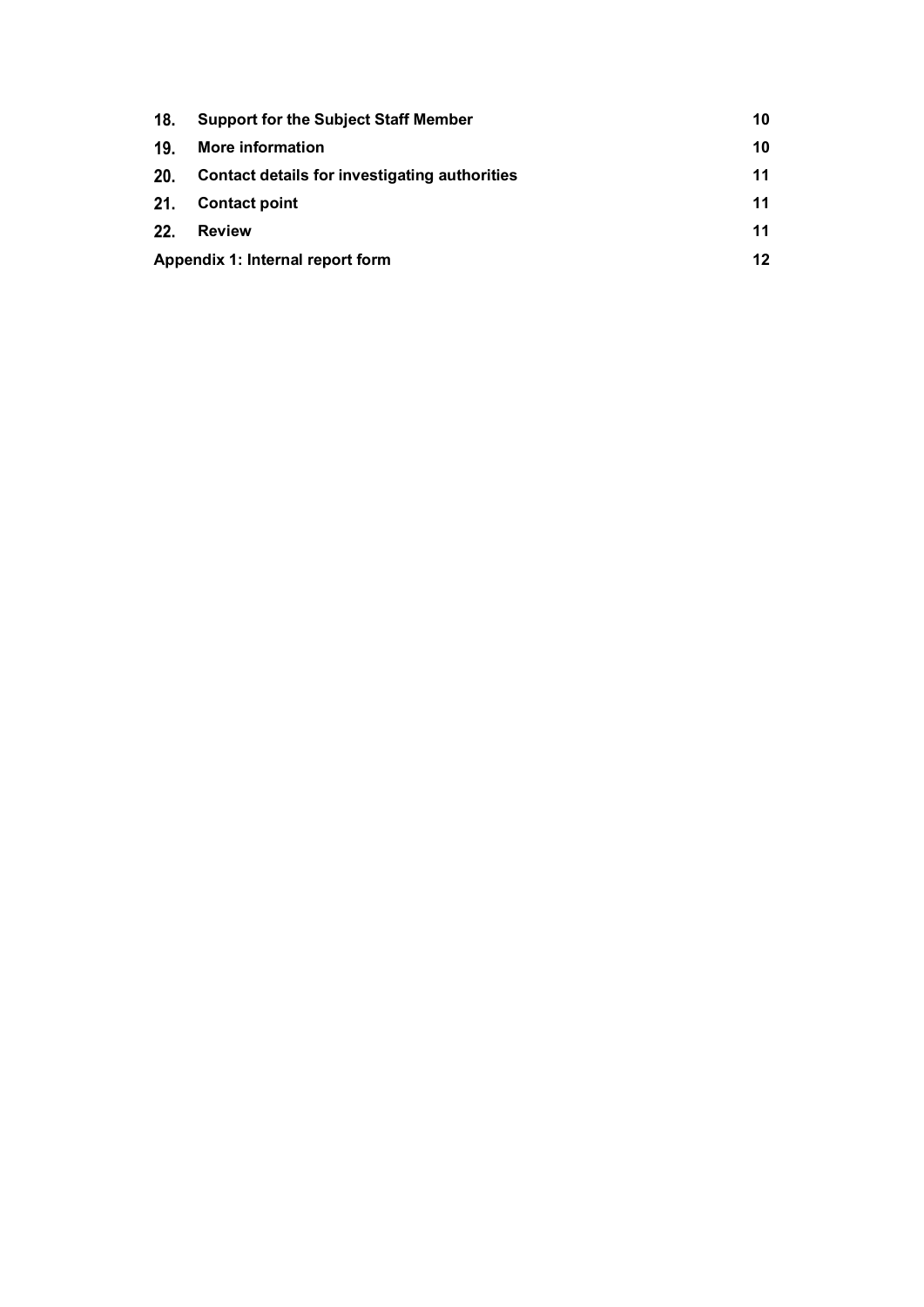| | | |
|---|---|---|
| **18.** | **Support for the Subject Staff Member** | **10** |
| **19.** | **More information** | **10** |
| **20.** | **Contact details for investigating authorities** | **11** |
| **21.** | **Contact point** | **11** |
| **22.** | **Review** | **11** |
| **Appendix 1: Internal report form** | | **12** |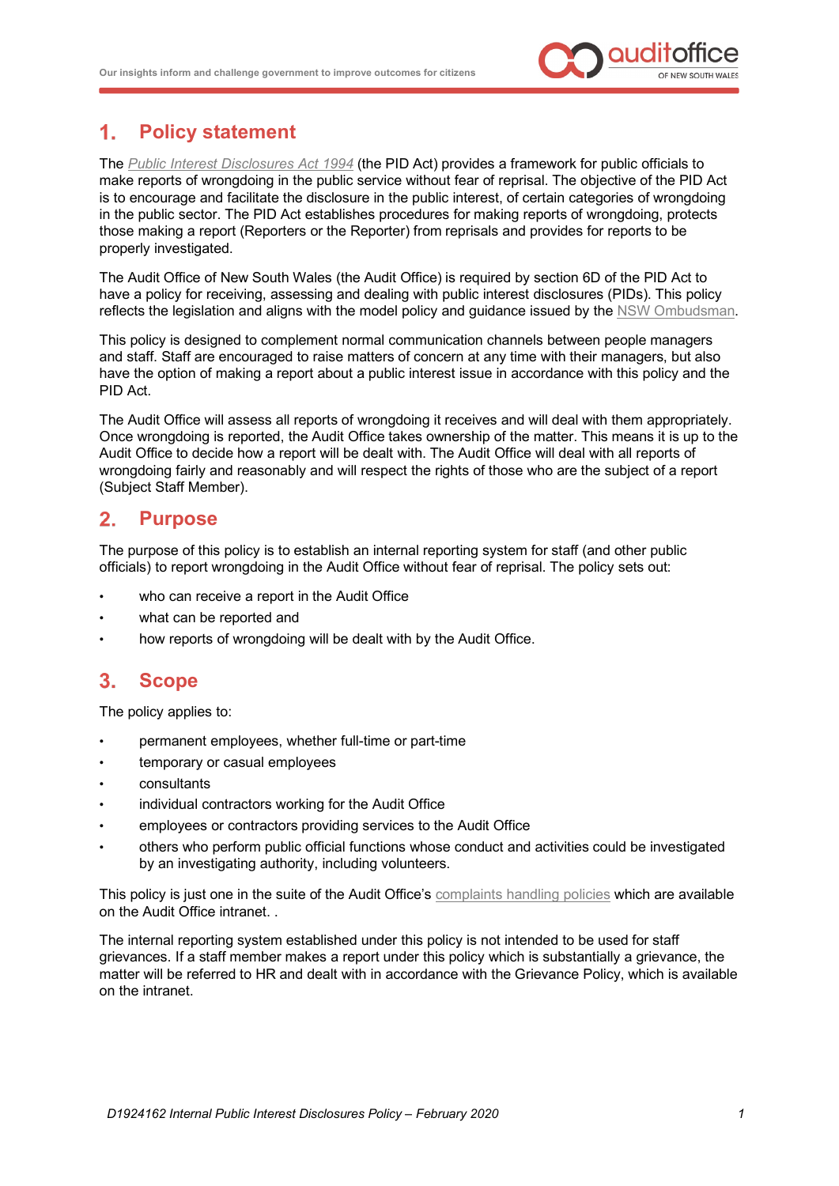## 1. Policy statement

The *Public Interest Disclosures Act 1994* (the PID Act) provides a framework for public officials to make reports of wrongdoing in the public service without fear of reprisal. The objective of the PID Act is to encourage and facilitate the disclosure in the public interest, of certain categories of wrongdoing in the public sector. The PID Act establishes procedures for making reports of wrongdoing, protects those making a report (Reporters or the Reporter) from reprisals and provides for reports to be properly investigated.

The Audit Office of New South Wales (the Audit Office) is required by section 6D of the PID Act to have a policy for receiving, assessing and dealing with public interest disclosures (PIDs). This policy reflects the legislation and aligns with the model policy and guidance issued by the NSW Ombudsman.

This policy is designed to complement normal communication channels between people managers and staff. Staff are encouraged to raise matters of concern at any time with their managers, but also have the option of making a report about a public interest issue in accordance with this policy and the PID Act.

The Audit Office will assess all reports of wrongdoing it receives and will deal with them appropriately. Once wrongdoing is reported, the Audit Office takes ownership of the matter. This means it is up to the Audit Office to decide how a report will be dealt with. The Audit Office will deal with all reports of wrongdoing fairly and reasonably and will respect the rights of those who are the subject of a report (Subject Staff Member).

## 2. Purpose

The purpose of this policy is to establish an internal reporting system for staff (and other public officials) to report wrongdoing in the Audit Office without fear of reprisal. The policy sets out:

- who can receive a report in the Audit Office
- what can be reported and
- how reports of wrongdoing will be dealt with by the Audit Office.

## 3. Scope

The policy applies to:

- permanent employees, whether full-time or part-time
- temporary or casual employees
- consultants
- individual contractors working for the Audit Office
- employees or contractors providing services to the Audit Office
- others who perform public official functions whose conduct and activities could be investigated by an investigating authority, including volunteers.

This policy is just one in the suite of the Audit Office's complaints handling policies which are available on the Audit Office intranet. .

The internal reporting system established under this policy is not intended to be used for staff grievances. If a staff member makes a report under this policy which is substantially a grievance, the matter will be referred to HR and dealt with in accordance with the Grievance Policy, which is available on the intranet.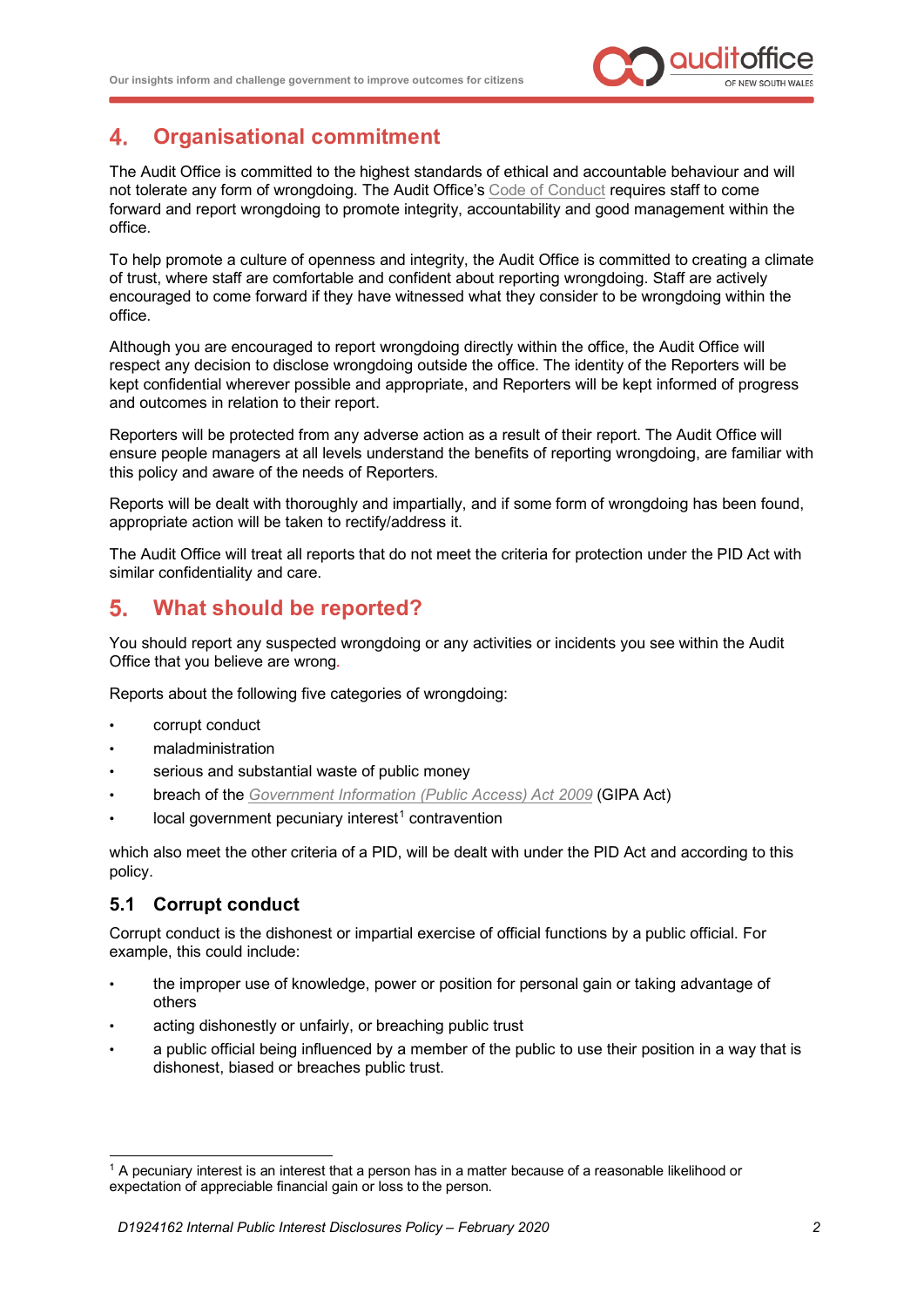## 4. Organisational commitment

The Audit Office is committed to the highest standards of ethical and accountable behaviour and will not tolerate any form of wrongdoing. The Audit Office's Code of Conduct requires staff to come forward and report wrongdoing to promote integrity, accountability and good management within the office.

To help promote a culture of openness and integrity, the Audit Office is committed to creating a climate of trust, where staff are comfortable and confident about reporting wrongdoing. Staff are actively encouraged to come forward if they have witnessed what they consider to be wrongdoing within the office.

Although you are encouraged to report wrongdoing directly within the office, the Audit Office will respect any decision to disclose wrongdoing outside the office. The identity of the Reporters will be kept confidential wherever possible and appropriate, and Reporters will be kept informed of progress and outcomes in relation to their report.

Reporters will be protected from any adverse action as a result of their report. The Audit Office will ensure people managers at all levels understand the benefits of reporting wrongdoing, are familiar with this policy and aware of the needs of Reporters.

Reports will be dealt with thoroughly and impartially, and if some form of wrongdoing has been found, appropriate action will be taken to rectify/address it.

The Audit Office will treat all reports that do not meet the criteria for protection under the PID Act with similar confidentiality and care.

## 5. What should be reported?

You should report any suspected wrongdoing or any activities or incidents you see within the Audit Office that you believe are wrong.

Reports about the following five categories of wrongdoing:

- corrupt conduct
- maladministration
- serious and substantial waste of public money
- breach of the *Government Information (Public Access) Act 2009* (GIPA Act)
- local government pecuniary interest[1] contravention

which also meet the other criteria of a PID, will be dealt with under the PID Act and according to this policy.

### 5.1 Corrupt conduct

Corrupt conduct is the dishonest or impartial exercise of official functions by a public official. For example, this could include:

- the improper use of knowledge, power or position for personal gain or taking advantage of others
- acting dishonestly or unfairly, or breaching public trust
- a public official being influenced by a member of the public to use their position in a way that is dishonest, biased or breaches public trust.

[1] A pecuniary interest is an interest that a person has in a matter because of a reasonable likelihood or expectation of appreciable financial gain or loss to the person.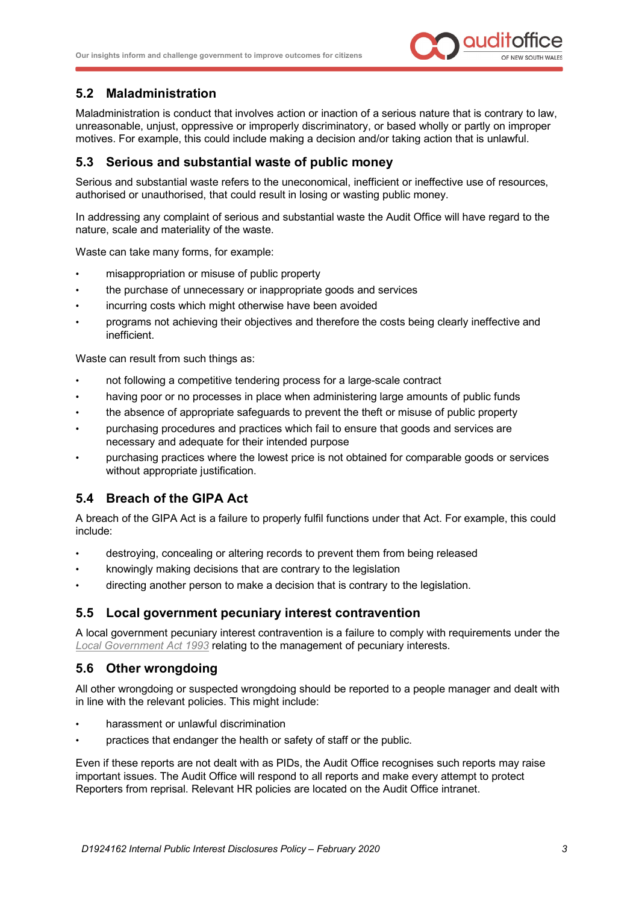## 5.2 Maladministration

Maladministration is conduct that involves action or inaction of a serious nature that is contrary to law, unreasonable, unjust, oppressive or improperly discriminatory, or based wholly or partly on improper motives. For example, this could include making a decision and/or taking action that is unlawful.

## 5.3 Serious and substantial waste of public money

Serious and substantial waste refers to the uneconomical, inefficient or ineffective use of resources, authorised or unauthorised, that could result in losing or wasting public money.

In addressing any complaint of serious and substantial waste the Audit Office will have regard to the nature, scale and materiality of the waste.

Waste can take many forms, for example:

- misappropriation or misuse of public property
- the purchase of unnecessary or inappropriate goods and services
- incurring costs which might otherwise have been avoided
- programs not achieving their objectives and therefore the costs being clearly ineffective and inefficient.

Waste can result from such things as:

- not following a competitive tendering process for a large-scale contract
- having poor or no processes in place when administering large amounts of public funds
- the absence of appropriate safeguards to prevent the theft or misuse of public property
- purchasing procedures and practices which fail to ensure that goods and services are necessary and adequate for their intended purpose
- purchasing practices where the lowest price is not obtained for comparable goods or services without appropriate justification.

## 5.4 Breach of the GIPA Act

A breach of the GIPA Act is a failure to properly fulfil functions under that Act. For example, this could include:

- destroying, concealing or altering records to prevent them from being released
- knowingly making decisions that are contrary to the legislation
- directing another person to make a decision that is contrary to the legislation.

## 5.5 Local government pecuniary interest contravention

A local government pecuniary interest contravention is a failure to comply with requirements under the *Local Government Act 1993* relating to the management of pecuniary interests.

## 5.6 Other wrongdoing

All other wrongdoing or suspected wrongdoing should be reported to a people manager and dealt with in line with the relevant policies. This might include:

- harassment or unlawful discrimination
- practices that endanger the health or safety of staff or the public.

Even if these reports are not dealt with as PIDs, the Audit Office recognises such reports may raise important issues. The Audit Office will respond to all reports and make every attempt to protect Reporters from reprisal. Relevant HR policies are located on the Audit Office intranet.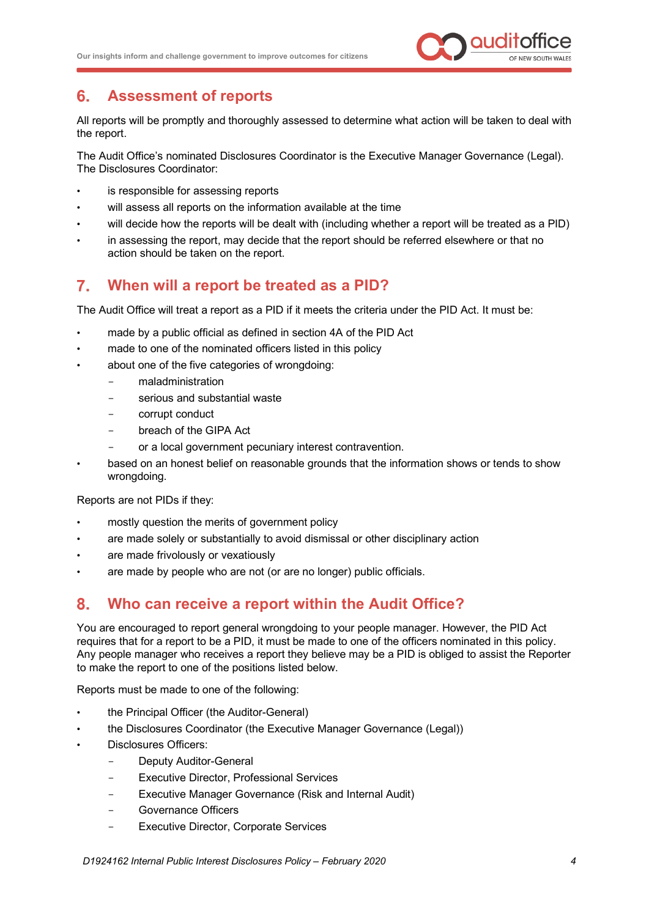## 6. Assessment of reports

All reports will be promptly and thoroughly assessed to determine what action will be taken to deal with the report.

The Audit Office's nominated Disclosures Coordinator is the Executive Manager Governance (Legal). The Disclosures Coordinator:

- is responsible for assessing reports
- will assess all reports on the information available at the time
- will decide how the reports will be dealt with (including whether a report will be treated as a PID)
- in assessing the report, may decide that the report should be referred elsewhere or that no action should be taken on the report.

## 7. When will a report be treated as a PID?

The Audit Office will treat a report as a PID if it meets the criteria under the PID Act. It must be:

- made by a public official as defined in section 4A of the PID Act
- made to one of the nominated officers listed in this policy
- about one of the five categories of wrongdoing:
  - maladministration
  - serious and substantial waste
  - corrupt conduct
  - breach of the GIPA Act
  - or a local government pecuniary interest contravention.
- based on an honest belief on reasonable grounds that the information shows or tends to show wrongdoing.

Reports are not PIDs if they:

- mostly question the merits of government policy
- are made solely or substantially to avoid dismissal or other disciplinary action
- are made frivolously or vexatiously
- are made by people who are not (or are no longer) public officials.

## 8. Who can receive a report within the Audit Office?

You are encouraged to report general wrongdoing to your people manager. However, the PID Act requires that for a report to be a PID, it must be made to one of the officers nominated in this policy. Any people manager who receives a report they believe may be a PID is obliged to assist the Reporter to make the report to one of the positions listed below.

Reports must be made to one of the following:

- the Principal Officer (the Auditor-General)
- the Disclosures Coordinator (the Executive Manager Governance (Legal))
- Disclosures Officers:
  - Deputy Auditor-General
  - Executive Director, Professional Services
  - Executive Manager Governance (Risk and Internal Audit)
  - Governance Officers
  - Executive Director, Corporate Services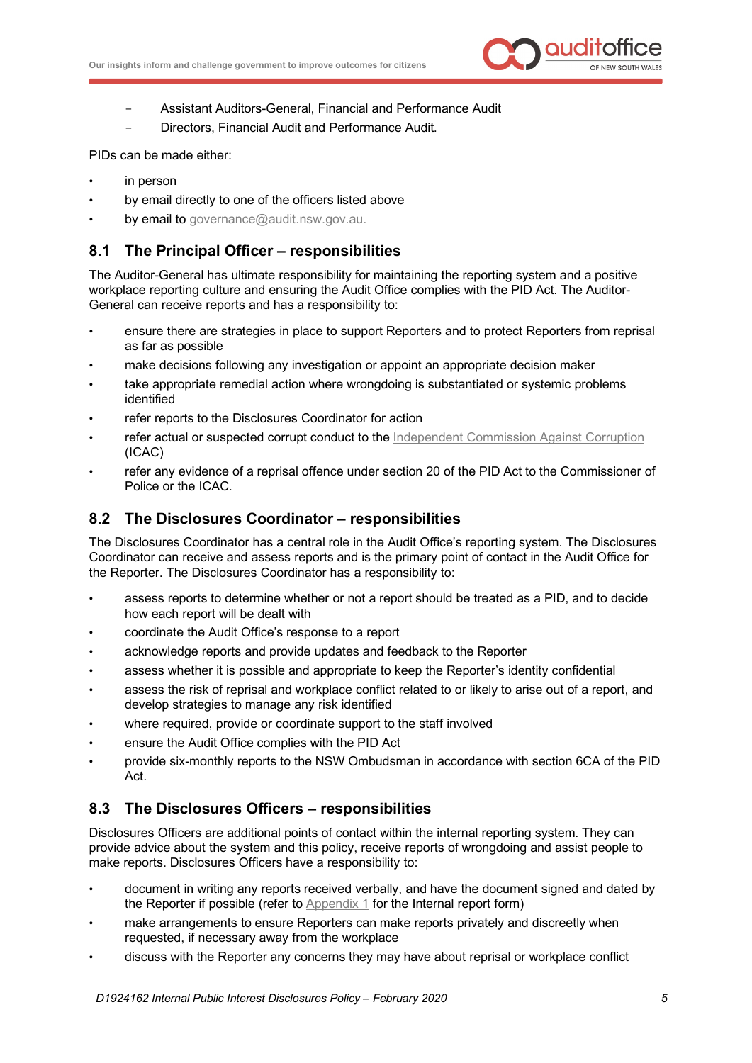- Assistant Auditors-General, Financial and Performance Audit
  - Directors, Financial Audit and Performance Audit.

PIDs can be made either:

- in person
- by email directly to one of the officers listed above
- by email to governance@audit.nsw.gov.au.

## 8.1 The Principal Officer – responsibilities

The Auditor-General has ultimate responsibility for maintaining the reporting system and a positive workplace reporting culture and ensuring the Audit Office complies with the PID Act. The Auditor-General can receive reports and has a responsibility to:

- ensure there are strategies in place to support Reporters and to protect Reporters from reprisal as far as possible
- make decisions following any investigation or appoint an appropriate decision maker
- take appropriate remedial action where wrongdoing is substantiated or systemic problems identified
- refer reports to the Disclosures Coordinator for action
- refer actual or suspected corrupt conduct to the Independent Commission Against Corruption (ICAC)
- refer any evidence of a reprisal offence under section 20 of the PID Act to the Commissioner of Police or the ICAC.

## 8.2 The Disclosures Coordinator – responsibilities

The Disclosures Coordinator has a central role in the Audit Office's reporting system. The Disclosures Coordinator can receive and assess reports and is the primary point of contact in the Audit Office for the Reporter. The Disclosures Coordinator has a responsibility to:

- assess reports to determine whether or not a report should be treated as a PID, and to decide how each report will be dealt with
- coordinate the Audit Office's response to a report
- acknowledge reports and provide updates and feedback to the Reporter
- assess whether it is possible and appropriate to keep the Reporter's identity confidential
- assess the risk of reprisal and workplace conflict related to or likely to arise out of a report, and develop strategies to manage any risk identified
- where required, provide or coordinate support to the staff involved
- ensure the Audit Office complies with the PID Act
- provide six-monthly reports to the NSW Ombudsman in accordance with section 6CA of the PID Act.

## 8.3 The Disclosures Officers – responsibilities

Disclosures Officers are additional points of contact within the internal reporting system. They can provide advice about the system and this policy, receive reports of wrongdoing and assist people to make reports. Disclosures Officers have a responsibility to:

- document in writing any reports received verbally, and have the document signed and dated by the Reporter if possible (refer to Appendix 1 for the Internal report form)
- make arrangements to ensure Reporters can make reports privately and discreetly when requested, if necessary away from the workplace
- discuss with the Reporter any concerns they may have about reprisal or workplace conflict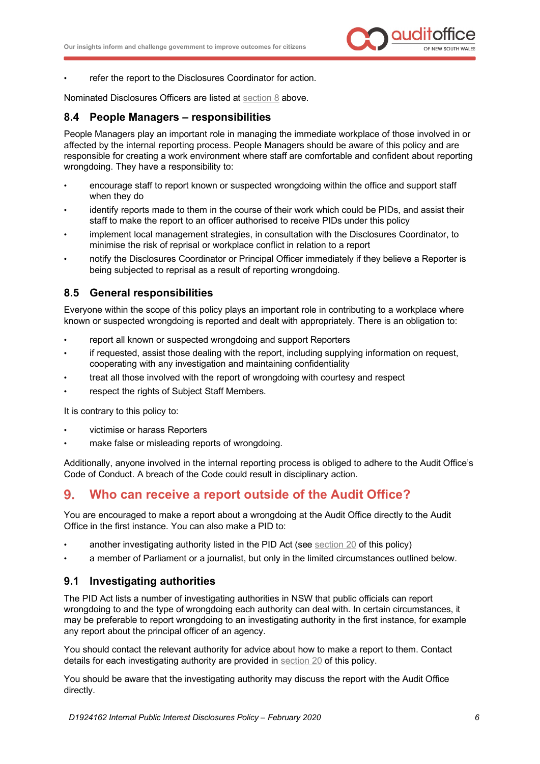- refer the report to the Disclosures Coordinator for action.

Nominated Disclosures Officers are listed at section 8 above.

### 8.4 People Managers – responsibilities

People Managers play an important role in managing the immediate workplace of those involved in or affected by the internal reporting process. People Managers should be aware of this policy and are responsible for creating a work environment where staff are comfortable and confident about reporting wrongdoing. They have a responsibility to:

- encourage staff to report known or suspected wrongdoing within the office and support staff when they do
- identify reports made to them in the course of their work which could be PIDs, and assist their staff to make the report to an officer authorised to receive PIDs under this policy
- implement local management strategies, in consultation with the Disclosures Coordinator, to minimise the risk of reprisal or workplace conflict in relation to a report
- notify the Disclosures Coordinator or Principal Officer immediately if they believe a Reporter is being subjected to reprisal as a result of reporting wrongdoing.

### 8.5 General responsibilities

Everyone within the scope of this policy plays an important role in contributing to a workplace where known or suspected wrongdoing is reported and dealt with appropriately. There is an obligation to:

- report all known or suspected wrongdoing and support Reporters
- if requested, assist those dealing with the report, including supplying information on request, cooperating with any investigation and maintaining confidentiality
- treat all those involved with the report of wrongdoing with courtesy and respect
- respect the rights of Subject Staff Members.

It is contrary to this policy to:

- victimise or harass Reporters
- make false or misleading reports of wrongdoing.

Additionally, anyone involved in the internal reporting process is obliged to adhere to the Audit Office's Code of Conduct. A breach of the Code could result in disciplinary action.

## 9. Who can receive a report outside of the Audit Office?

You are encouraged to make a report about a wrongdoing at the Audit Office directly to the Audit Office in the first instance. You can also make a PID to:

- another investigating authority listed in the PID Act (see section 20 of this policy)
- a member of Parliament or a journalist, but only in the limited circumstances outlined below.

### 9.1 Investigating authorities

The PID Act lists a number of investigating authorities in NSW that public officials can report wrongdoing to and the type of wrongdoing each authority can deal with. In certain circumstances, it may be preferable to report wrongdoing to an investigating authority in the first instance, for example any report about the principal officer of an agency.

You should contact the relevant authority for advice about how to make a report to them. Contact details for each investigating authority are provided in section 20 of this policy.

You should be aware that the investigating authority may discuss the report with the Audit Office directly.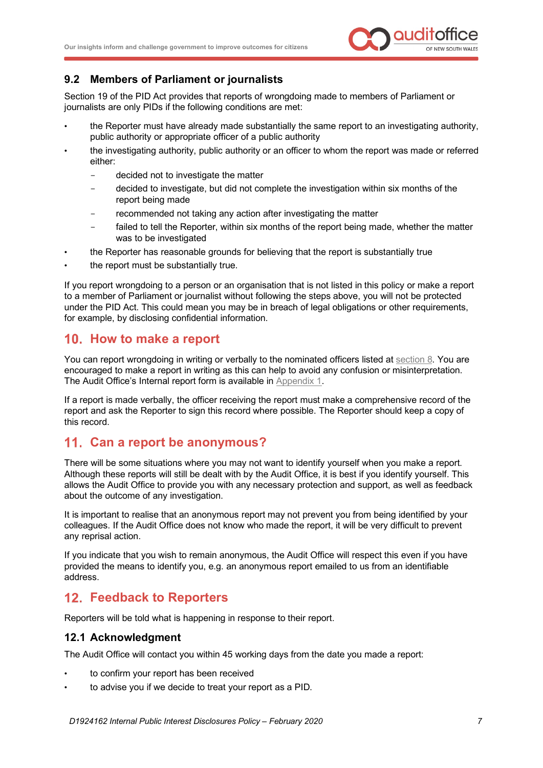### 9.2 Members of Parliament or journalists

Section 19 of the PID Act provides that reports of wrongdoing made to members of Parliament or journalists are only PIDs if the following conditions are met:

- the Reporter must have already made substantially the same report to an investigating authority, public authority or appropriate officer of a public authority
- the investigating authority, public authority or an officer to whom the report was made or referred either:
  - decided not to investigate the matter
  - decided to investigate, but did not complete the investigation within six months of the report being made
  - recommended not taking any action after investigating the matter
  - failed to tell the Reporter, within six months of the report being made, whether the matter was to be investigated
- the Reporter has reasonable grounds for believing that the report is substantially true
- the report must be substantially true.

If you report wrongdoing to a person or an organisation that is not listed in this policy or make a report to a member of Parliament or journalist without following the steps above, you will not be protected under the PID Act. This could mean you may be in breach of legal obligations or other requirements, for example, by disclosing confidential information.

## 10. How to make a report

You can report wrongdoing in writing or verbally to the nominated officers listed at section 8. You are encouraged to make a report in writing as this can help to avoid any confusion or misinterpretation. The Audit Office's Internal report form is available in Appendix 1.

If a report is made verbally, the officer receiving the report must make a comprehensive record of the report and ask the Reporter to sign this record where possible. The Reporter should keep a copy of this record.

## 11. Can a report be anonymous?

There will be some situations where you may not want to identify yourself when you make a report. Although these reports will still be dealt with by the Audit Office, it is best if you identify yourself. This allows the Audit Office to provide you with any necessary protection and support, as well as feedback about the outcome of any investigation.

It is important to realise that an anonymous report may not prevent you from being identified by your colleagues. If the Audit Office does not know who made the report, it will be very difficult to prevent any reprisal action.

If you indicate that you wish to remain anonymous, the Audit Office will respect this even if you have provided the means to identify you, e.g. an anonymous report emailed to us from an identifiable address.

## 12. Feedback to Reporters

Reporters will be told what is happening in response to their report.

### 12.1 Acknowledgment

The Audit Office will contact you within 45 working days from the date you made a report:

- to confirm your report has been received
- to advise you if we decide to treat your report as a PID.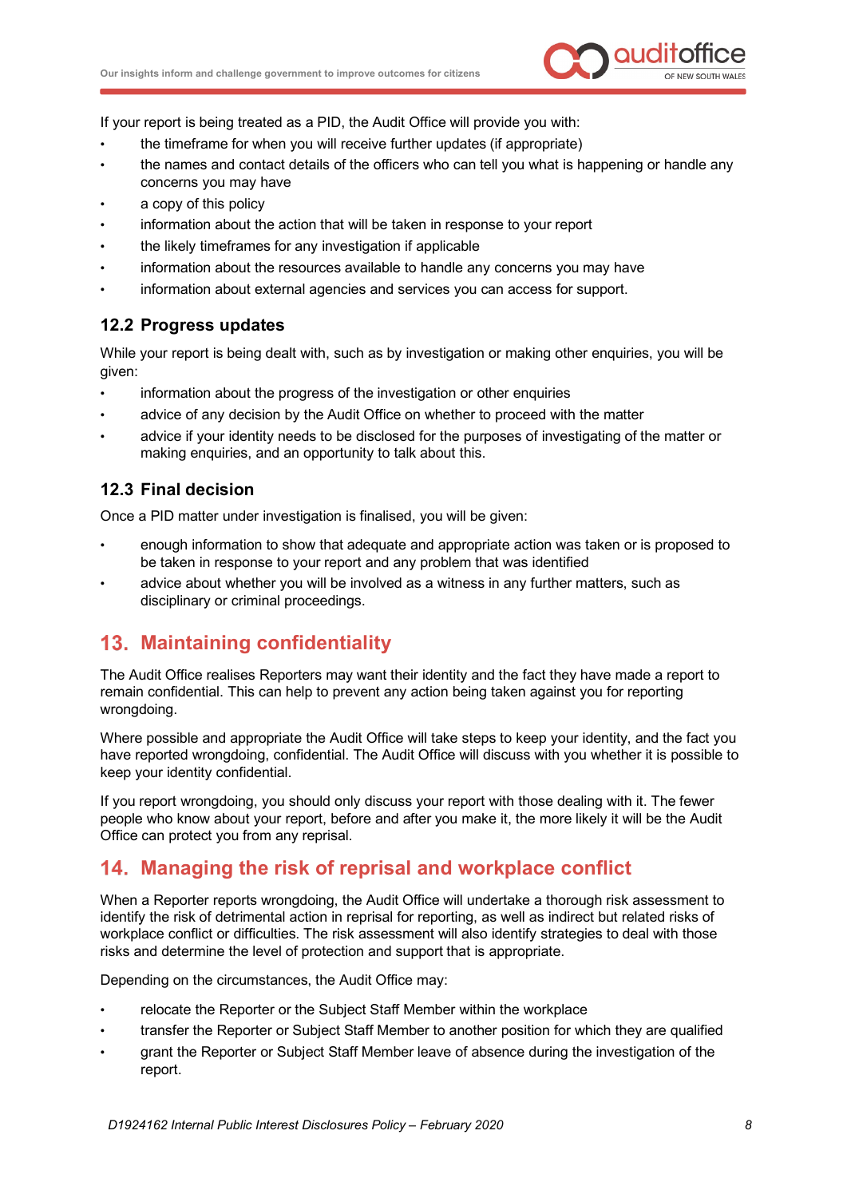If your report is being treated as a PID, the Audit Office will provide you with:

- the timeframe for when you will receive further updates (if appropriate)
- the names and contact details of the officers who can tell you what is happening or handle any concerns you may have
- a copy of this policy
- information about the action that will be taken in response to your report
- the likely timeframes for any investigation if applicable
- information about the resources available to handle any concerns you may have
- information about external agencies and services you can access for support.

### 12.2 Progress updates

While your report is being dealt with, such as by investigation or making other enquiries, you will be given:

- information about the progress of the investigation or other enquiries
- advice of any decision by the Audit Office on whether to proceed with the matter
- advice if your identity needs to be disclosed for the purposes of investigating of the matter or making enquiries, and an opportunity to talk about this.

### 12.3 Final decision

Once a PID matter under investigation is finalised, you will be given:

- enough information to show that adequate and appropriate action was taken or is proposed to be taken in response to your report and any problem that was identified
- advice about whether you will be involved as a witness in any further matters, such as disciplinary or criminal proceedings.

## 13. Maintaining confidentiality

The Audit Office realises Reporters may want their identity and the fact they have made a report to remain confidential. This can help to prevent any action being taken against you for reporting wrongdoing.

Where possible and appropriate the Audit Office will take steps to keep your identity, and the fact you have reported wrongdoing, confidential. The Audit Office will discuss with you whether it is possible to keep your identity confidential.

If you report wrongdoing, you should only discuss your report with those dealing with it. The fewer people who know about your report, before and after you make it, the more likely it will be the Audit Office can protect you from any reprisal.

## 14. Managing the risk of reprisal and workplace conflict

When a Reporter reports wrongdoing, the Audit Office will undertake a thorough risk assessment to identify the risk of detrimental action in reprisal for reporting, as well as indirect but related risks of workplace conflict or difficulties. The risk assessment will also identify strategies to deal with those risks and determine the level of protection and support that is appropriate.

Depending on the circumstances, the Audit Office may:

- relocate the Reporter or the Subject Staff Member within the workplace
- transfer the Reporter or Subject Staff Member to another position for which they are qualified
- grant the Reporter or Subject Staff Member leave of absence during the investigation of the report.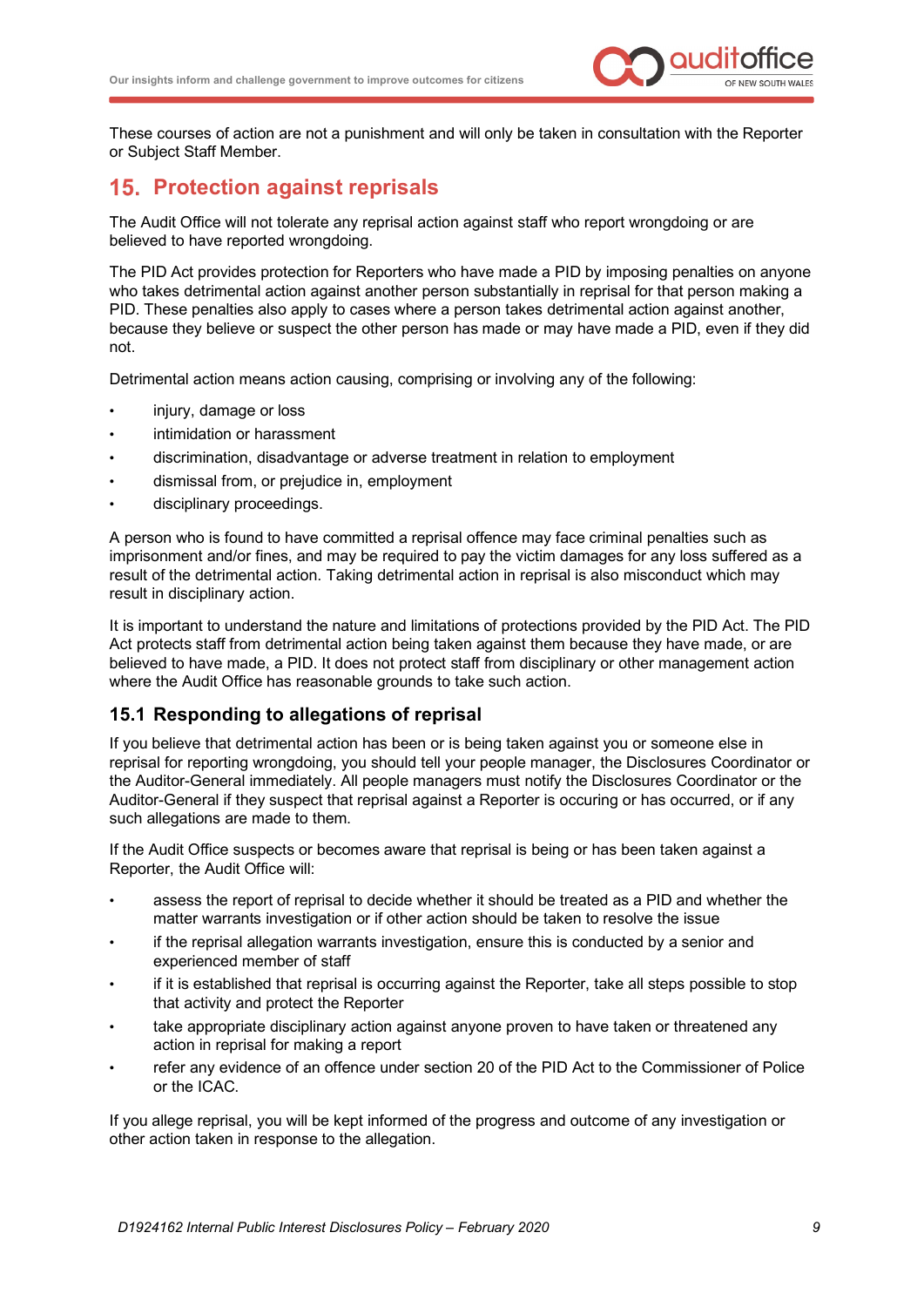These courses of action are not a punishment and will only be taken in consultation with the Reporter or Subject Staff Member.

## 15. Protection against reprisals

The Audit Office will not tolerate any reprisal action against staff who report wrongdoing or are believed to have reported wrongdoing.

The PID Act provides protection for Reporters who have made a PID by imposing penalties on anyone who takes detrimental action against another person substantially in reprisal for that person making a PID. These penalties also apply to cases where a person takes detrimental action against another, because they believe or suspect the other person has made or may have made a PID, even if they did not.

Detrimental action means action causing, comprising or involving any of the following:

- injury, damage or loss
- intimidation or harassment
- discrimination, disadvantage or adverse treatment in relation to employment
- dismissal from, or prejudice in, employment
- disciplinary proceedings.

A person who is found to have committed a reprisal offence may face criminal penalties such as imprisonment and/or fines, and may be required to pay the victim damages for any loss suffered as a result of the detrimental action. Taking detrimental action in reprisal is also misconduct which may result in disciplinary action.

It is important to understand the nature and limitations of protections provided by the PID Act. The PID Act protects staff from detrimental action being taken against them because they have made, or are believed to have made, a PID. It does not protect staff from disciplinary or other management action where the Audit Office has reasonable grounds to take such action.

### 15.1 Responding to allegations of reprisal

If you believe that detrimental action has been or is being taken against you or someone else in reprisal for reporting wrongdoing, you should tell your people manager, the Disclosures Coordinator or the Auditor-General immediately. All people managers must notify the Disclosures Coordinator or the Auditor-General if they suspect that reprisal against a Reporter is occuring or has occurred, or if any such allegations are made to them.

If the Audit Office suspects or becomes aware that reprisal is being or has been taken against a Reporter, the Audit Office will:

- assess the report of reprisal to decide whether it should be treated as a PID and whether the matter warrants investigation or if other action should be taken to resolve the issue
- if the reprisal allegation warrants investigation, ensure this is conducted by a senior and experienced member of staff
- if it is established that reprisal is occurring against the Reporter, take all steps possible to stop that activity and protect the Reporter
- take appropriate disciplinary action against anyone proven to have taken or threatened any action in reprisal for making a report
- refer any evidence of an offence under section 20 of the PID Act to the Commissioner of Police or the ICAC.

If you allege reprisal, you will be kept informed of the progress and outcome of any investigation or other action taken in response to the allegation.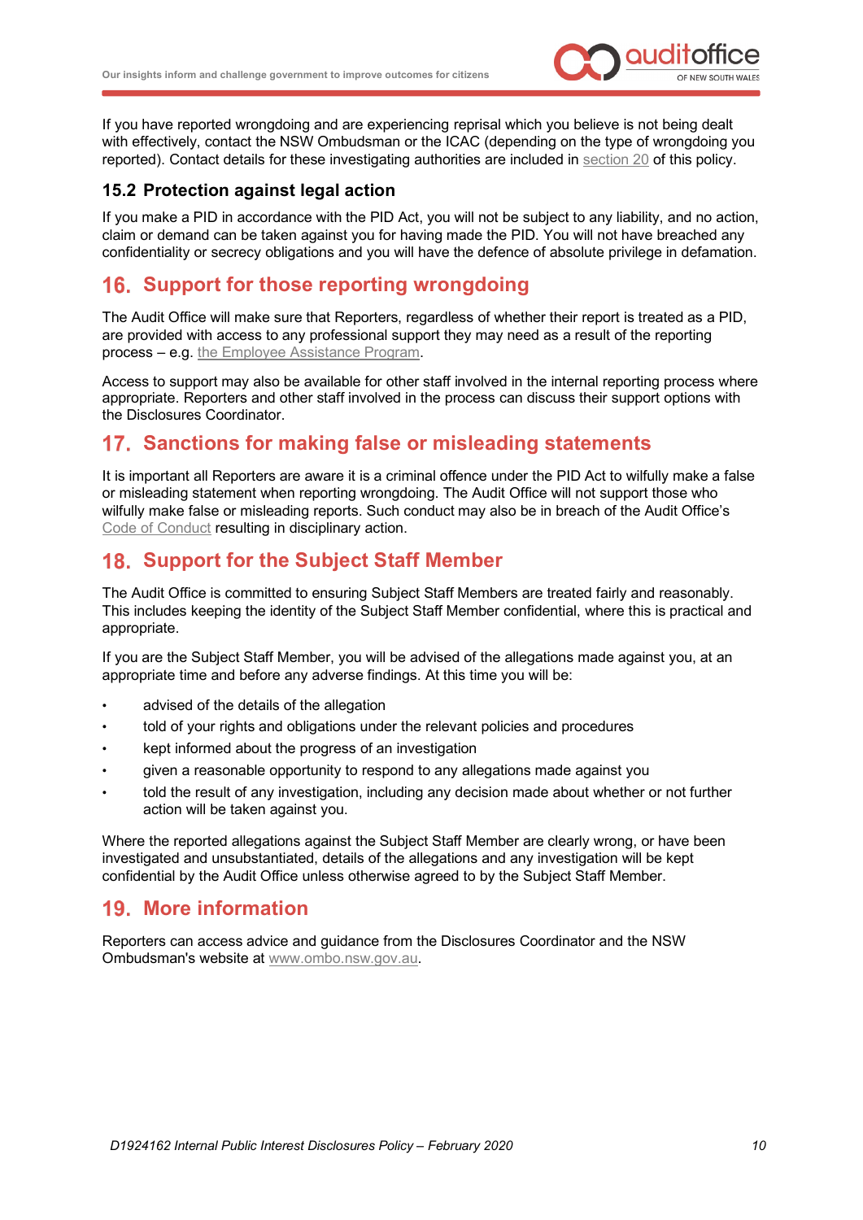If you have reported wrongdoing and are experiencing reprisal which you believe is not being dealt with effectively, contact the NSW Ombudsman or the ICAC (depending on the type of wrongdoing you reported). Contact details for these investigating authorities are included in section 20 of this policy.

### 15.2 Protection against legal action

If you make a PID in accordance with the PID Act, you will not be subject to any liability, and no action, claim or demand can be taken against you for having made the PID. You will not have breached any confidentiality or secrecy obligations and you will have the defence of absolute privilege in defamation.

## 16. Support for those reporting wrongdoing

The Audit Office will make sure that Reporters, regardless of whether their report is treated as a PID, are provided with access to any professional support they may need as a result of the reporting process – e.g. the Employee Assistance Program.

Access to support may also be available for other staff involved in the internal reporting process where appropriate. Reporters and other staff involved in the process can discuss their support options with the Disclosures Coordinator.

## 17. Sanctions for making false or misleading statements

It is important all Reporters are aware it is a criminal offence under the PID Act to wilfully make a false or misleading statement when reporting wrongdoing. The Audit Office will not support those who wilfully make false or misleading reports. Such conduct may also be in breach of the Audit Office's Code of Conduct resulting in disciplinary action.

## 18. Support for the Subject Staff Member

The Audit Office is committed to ensuring Subject Staff Members are treated fairly and reasonably. This includes keeping the identity of the Subject Staff Member confidential, where this is practical and appropriate.

If you are the Subject Staff Member, you will be advised of the allegations made against you, at an appropriate time and before any adverse findings. At this time you will be:

- advised of the details of the allegation
- told of your rights and obligations under the relevant policies and procedures
- kept informed about the progress of an investigation
- given a reasonable opportunity to respond to any allegations made against you
- told the result of any investigation, including any decision made about whether or not further action will be taken against you.

Where the reported allegations against the Subject Staff Member are clearly wrong, or have been investigated and unsubstantiated, details of the allegations and any investigation will be kept confidential by the Audit Office unless otherwise agreed to by the Subject Staff Member.

## 19. More information

Reporters can access advice and guidance from the Disclosures Coordinator and the NSW Ombudsman's website at www.ombo.nsw.gov.au.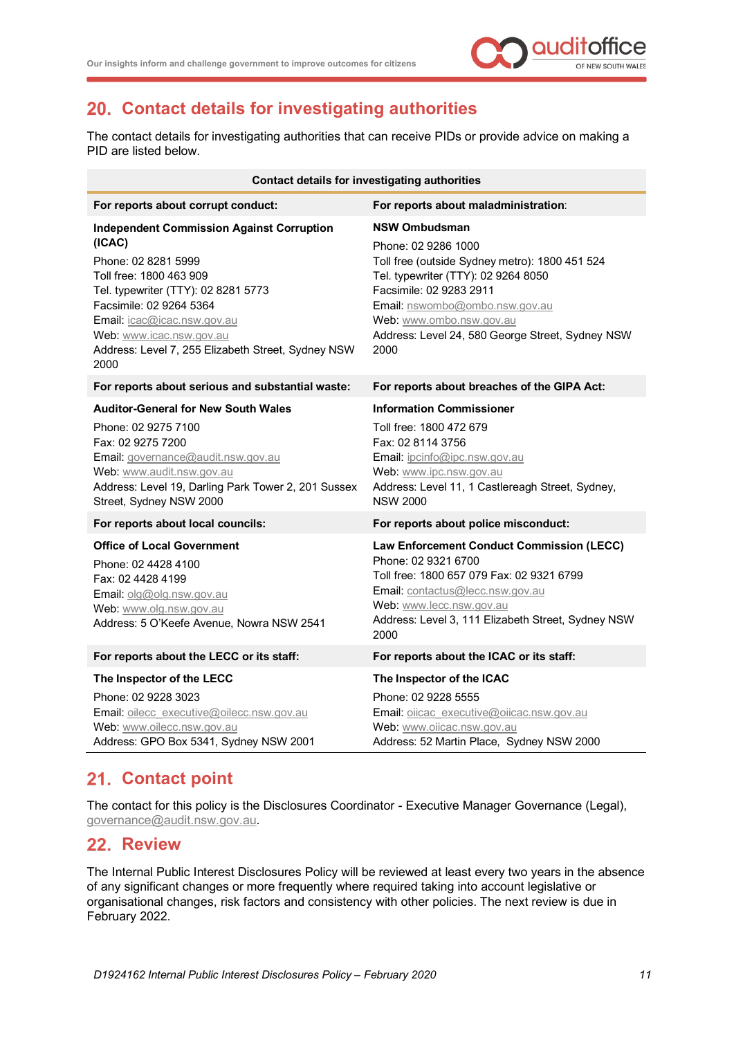## 20. Contact details for investigating authorities

The contact details for investigating authorities that can receive PIDs or provide advice on making a PID are listed below.

| Contact details for investigating authorities | |
|---|---|
| **For reports about corrupt conduct:** | **For reports about maladministration:** |
| **Independent Commission Against Corruption (ICAC)**<br>Phone: 02 8281 5999<br>Toll free: 1800 463 909<br>Tel. typewriter (TTY): 02 8281 5773<br>Facsimile: 02 9264 5364<br>Email: icac@icac.nsw.gov.au<br>Web: www.icac.nsw.gov.au<br>Address: Level 7, 255 Elizabeth Street, Sydney NSW 2000 | **NSW Ombudsman**<br>Phone: 02 9286 1000<br>Toll free (outside Sydney metro): 1800 451 524<br>Tel. typewriter (TTY): 02 9264 8050<br>Facsimile: 02 9283 2911<br>Email: nswombo@ombo.nsw.gov.au<br>Web: www.ombo.nsw.gov.au<br>Address: Level 24, 580 George Street, Sydney NSW 2000 |
| **For reports about serious and substantial waste:** | **For reports about breaches of the GIPA Act:** |
| **Auditor-General for New South Wales**<br>Phone: 02 9275 7100<br>Fax: 02 9275 7200<br>Email: governance@audit.nsw.gov.au<br>Web: www.audit.nsw.gov.au<br>Address: Level 19, Darling Park Tower 2, 201 Sussex Street, Sydney NSW 2000 | **Information Commissioner**<br>Toll free: 1800 472 679<br>Fax: 02 8114 3756<br>Email: ipcinfo@ipc.nsw.gov.au<br>Web: www.ipc.nsw.gov.au<br>Address: Level 11, 1 Castlereagh Street, Sydney, NSW 2000 |
| **For reports about local councils:** | **For reports about police misconduct:** |
| **Office of Local Government**<br>Phone: 02 4428 4100<br>Fax: 02 4428 4199<br>Email: olg@olg.nsw.gov.au<br>Web: www.olg.nsw.gov.au<br>Address: 5 O'Keefe Avenue, Nowra NSW 2541 | **Law Enforcement Conduct Commission (LECC)**<br>Phone: 02 9321 6700<br>Toll free: 1800 657 079 Fax: 02 9321 6799<br>Email: contactus@lecc.nsw.gov.au<br>Web: www.lecc.nsw.gov.au<br>Address: Level 3, 111 Elizabeth Street, Sydney NSW 2000 |
| **For reports about the LECC or its staff:** | **For reports about the ICAC or its staff:** |
| **The Inspector of the LECC**<br>Phone: 02 9228 3023<br>Email: oilecc_executive@oilecc.nsw.gov.au<br>Web: www.oilecc.nsw.gov.au<br>Address: GPO Box 5341, Sydney NSW 2001 | **The Inspector of the ICAC**<br>Phone: 02 9228 5555<br>Email: oiicac_executive@oiicac.nsw.gov.au<br>Web: www.oiicac.nsw.gov.au<br>Address: 52 Martin Place, Sydney NSW 2000 |

## 21. Contact point

The contact for this policy is the Disclosures Coordinator - Executive Manager Governance (Legal), governance@audit.nsw.gov.au.

## 22. Review

The Internal Public Interest Disclosures Policy will be reviewed at least every two years in the absence of any significant changes or more frequently where required taking into account legislative or organisational changes, risk factors and consistency with other policies. The next review is due in February 2022.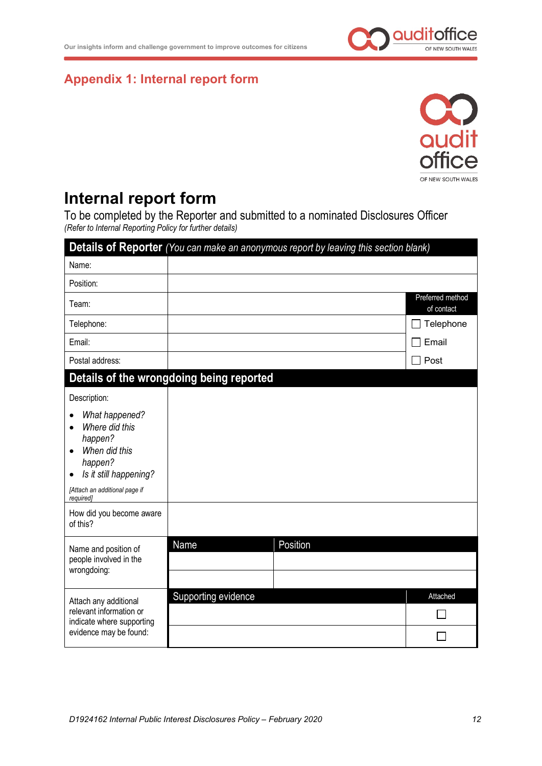## Appendix 1: Internal report form

# Internal report form

To be completed by the Reporter and submitted to a nominated Disclosures Officer

*(Refer to Internal Reporting Policy for further details)*

| **Details of Reporter** *(You can make an anonymous report by leaving this section blank)* | | |
|---|---|---|
| Name: | | |
| Position: | | |
| Team: | | Preferred method of contact |
| Telephone: | | ☐ Telephone |
| Email: | | ☐ Email |
| Postal address: | | ☐ Post |

| **Details of the wrongdoing being reported** | | |
|---|---|---|
| Description:<br>• *What happened?*<br>• *Where did this happen?*<br>• *When did this happen?*<br>• *Is it still happening?*<br>*[Attach an additional page if required]* | | |
| How did you become aware of this? | | |
| Name and position of people involved in the wrongdoing: | **Name** | **Position** |
| | | |
| | | |
| Attach any additional relevant information or indicate where supporting evidence may be found: | **Supporting evidence** | **Attached** |
| | | ☐ |
| | | ☐ |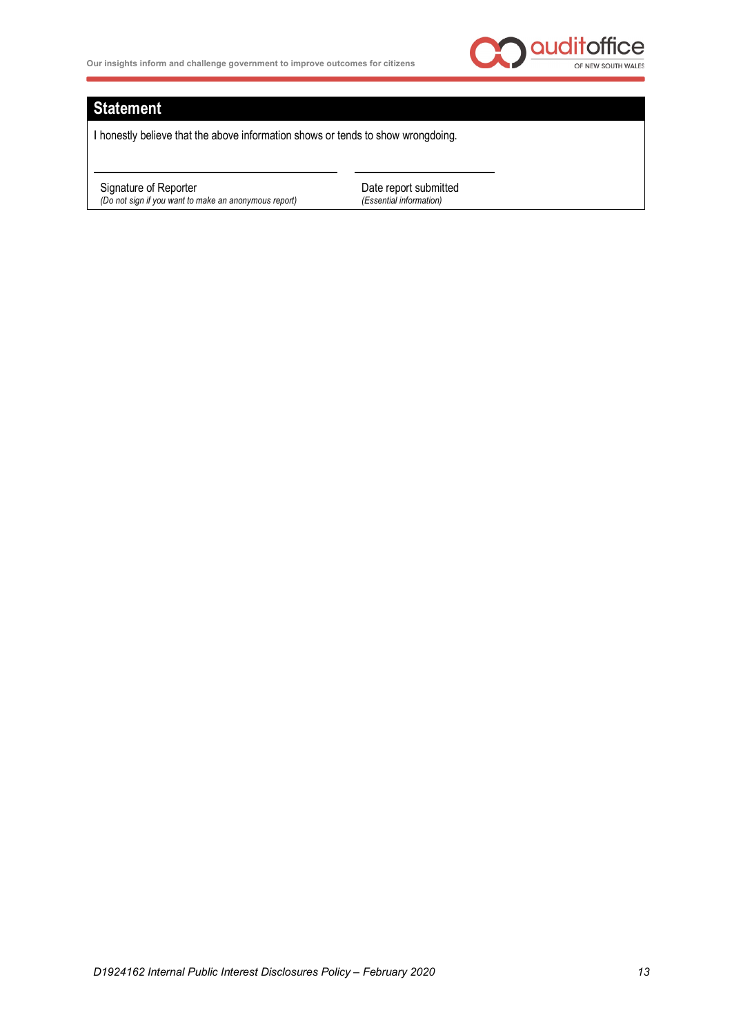## Statement

I honestly believe that the above information shows or tends to show wrongdoing.

| | |
|---|---|
| Signature of Reporter<br>*(Do not sign if you want to make an anonymous report)* | Date report submitted<br>*(Essential information)* |